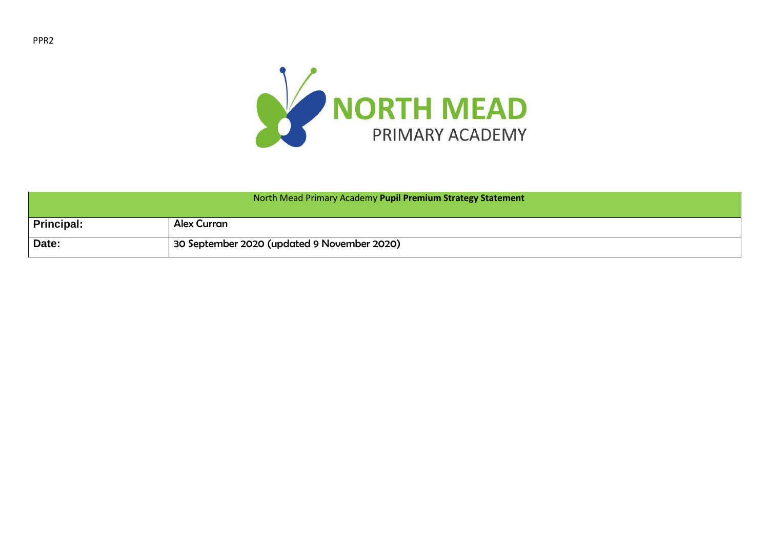PPR2

NORTH MEAD
PRIMARY ACADEMY

| North Mead Primary Academy **Pupil Premium Strategy Statement** | |
|---|---|
| **Principal:** | Alex Curran |
| **Date:** | 30 September 2020 (updated 9 November 2020) |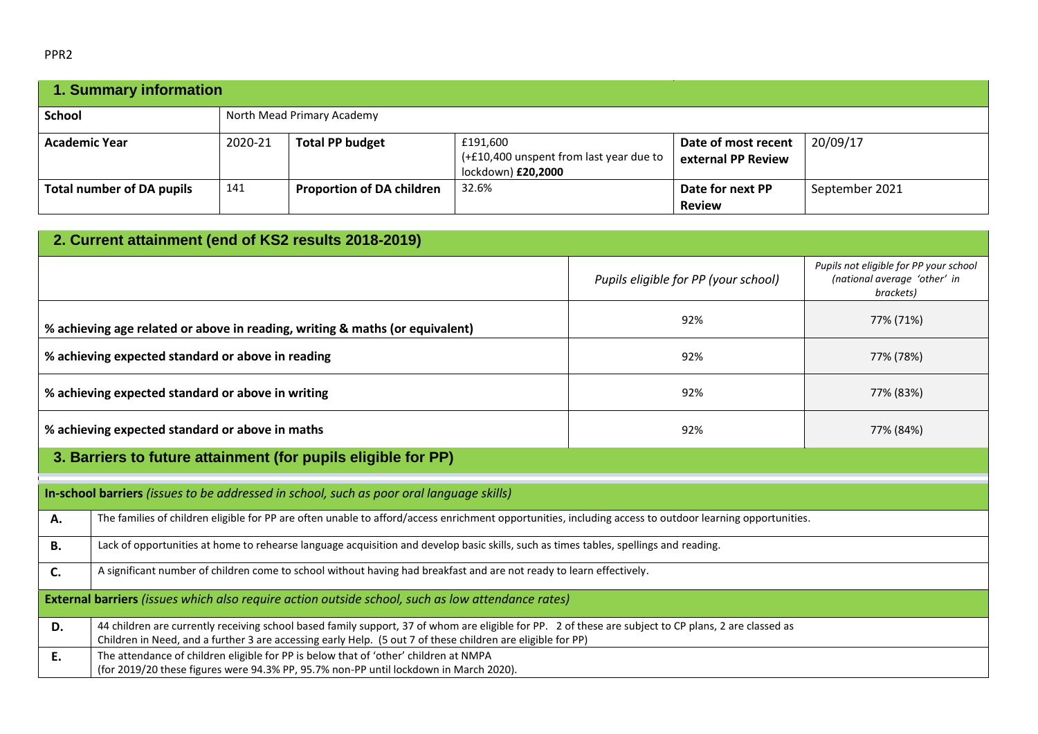PPR2

## 1. Summary information

| School | North Mead Primary Academy | | | | |
|---|---|---|---|---|---|
| **Academic Year** | 2020-21 | **Total PP budget** | £191,600 (+£10,400 unspent from last year due to lockdown) **£20,2000** | **Date of most recent external PP Review** | 20/09/17 |
| **Total number of DA pupils** | 141 | **Proportion of DA children** | 32.6% | **Date for next PP Review** | September 2021 |

## 2. Current attainment (end of KS2 results 2018-2019)

| | *Pupils eligible for PP (your school)* | *Pupils not eligible for PP your school (national average 'other' in brackets)* |
|---|---|---|
| **% achieving age related or above in reading, writing & maths (or equivalent)** | 92% | 77% (71%) |
| **% achieving expected standard or above in reading** | 92% | 77% (78%) |
| **% achieving expected standard or above in writing** | 92% | 77% (83%) |
| **% achieving expected standard or above in maths** | 92% | 77% (84%) |

## 3. Barriers to future attainment (for pupils eligible for PP)

| **In-school barriers** *(issues to be addressed in school, such as poor oral language skills)* | |
|---|---|
| **A.** | The families of children eligible for PP are often unable to afford/access enrichment opportunities, including access to outdoor learning opportunities. |
| **B.** | Lack of opportunities at home to rehearse language acquisition and develop basic skills, such as times tables, spellings and reading. |
| **C.** | A significant number of children come to school without having had breakfast and are not ready to learn effectively. |
| **External barriers** *(issues which also require action outside school, such as low attendance rates)* | |
| **D.** | 44 children are currently receiving school based family support, 37 of whom are eligible for PP. 2 of these are subject to CP plans, 2 are classed as Children in Need, and a further 3 are accessing early Help. (5 out 7 of these children are eligible for PP) |
| **E.** | The attendance of children eligible for PP is below that of 'other' children at NMPA (for 2019/20 these figures were 94.3% PP, 95.7% non-PP until lockdown in March 2020). |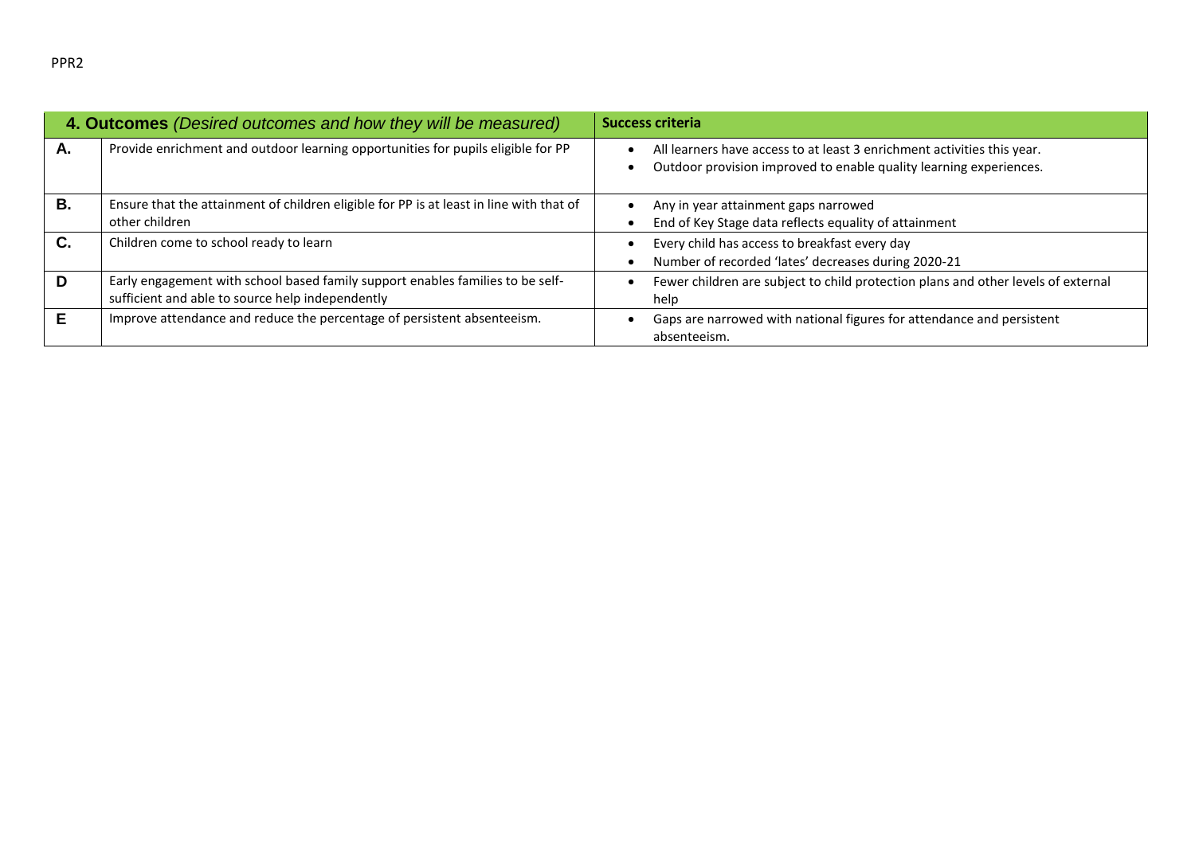PPR2

| 4. Outcomes *(Desired outcomes and how they will be measured)* | | Success criteria |
|---|---|---|
| **A.** | Provide enrichment and outdoor learning opportunities for pupils eligible for PP | • All learners have access to at least 3 enrichment activities this year.<br>• Outdoor provision improved to enable quality learning experiences. |
| **B.** | Ensure that the attainment of children eligible for PP is at least in line with that of other children | • Any in year attainment gaps narrowed<br>• End of Key Stage data reflects equality of attainment |
| **C.** | Children come to school ready to learn | • Every child has access to breakfast every day<br>• Number of recorded 'lates' decreases during 2020-21 |
| **D** | Early engagement with school based family support enables families to be self-sufficient and able to source help independently | • Fewer children are subject to child protection plans and other levels of external help |
| **E** | Improve attendance and reduce the percentage of persistent absenteeism. | • Gaps are narrowed with national figures for attendance and persistent absenteeism. |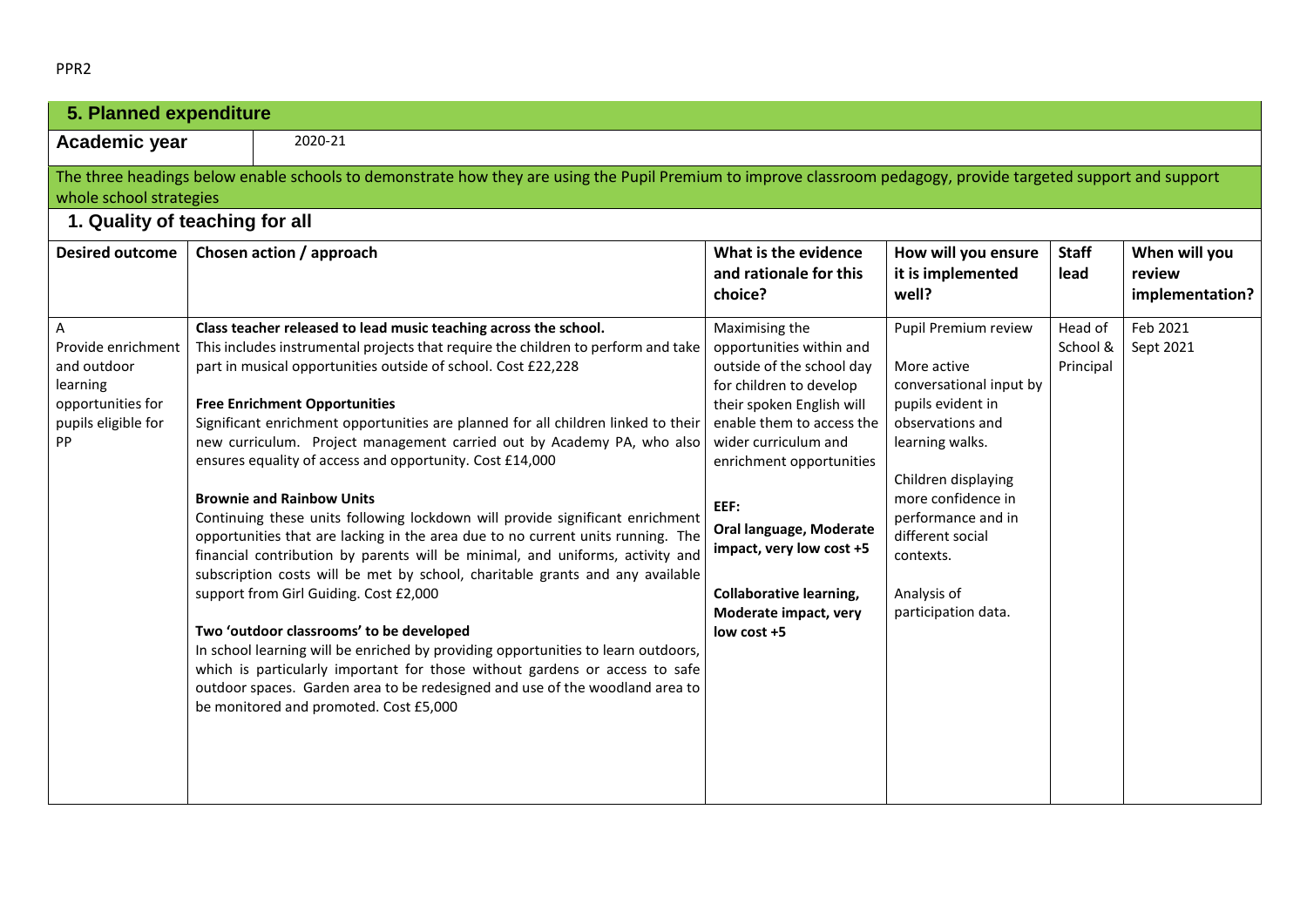## 5. Planned expenditure

| Academic year | 2020-21 |
|---|---|

The three headings below enable schools to demonstrate how they are using the Pupil Premium to improve classroom pedagogy, provide targeted support and support whole school strategies

### 1. Quality of teaching for all

| Desired outcome | Chosen action / approach | What is the evidence and rationale for this choice? | How will you ensure it is implemented well? | Staff lead | When will you review implementation? |
|---|---|---|---|---|---|
| A<br>Provide enrichment and outdoor learning opportunities for pupils eligible for PP | **Class teacher released to lead music teaching across the school.**<br>This includes instrumental projects that require the children to perform and take part in musical opportunities outside of school. Cost £22,228<br><br>**Free Enrichment Opportunities**<br>Significant enrichment opportunities are planned for all children linked to their new curriculum. Project management carried out by Academy PA, who also ensures equality of access and opportunity. Cost £14,000<br><br>**Brownie and Rainbow Units**<br>Continuing these units following lockdown will provide significant enrichment opportunities that are lacking in the area due to no current units running. The financial contribution by parents will be minimal, and uniforms, activity and subscription costs will be met by school, charitable grants and any available support from Girl Guiding. Cost £2,000<br><br>**Two 'outdoor classrooms' to be developed**<br>In school learning will be enriched by providing opportunities to learn outdoors, which is particularly important for those without gardens or access to safe outdoor spaces. Garden area to be redesigned and use of the woodland area to be monitored and promoted. Cost £5,000 | Maximising the opportunities within and outside of the school day for children to develop their spoken English will enable them to access the wider curriculum and enrichment opportunities<br><br>**EEF:**<br>**Oral language, Moderate impact, very low cost +5**<br><br>**Collaborative learning, Moderate impact, very low cost +5** | Pupil Premium review<br><br>More active conversational input by pupils evident in observations and learning walks.<br><br>Children displaying more confidence in performance and in different social contexts.<br><br>Analysis of participation data. | Head of School & Principal | Feb 2021<br>Sept 2021 |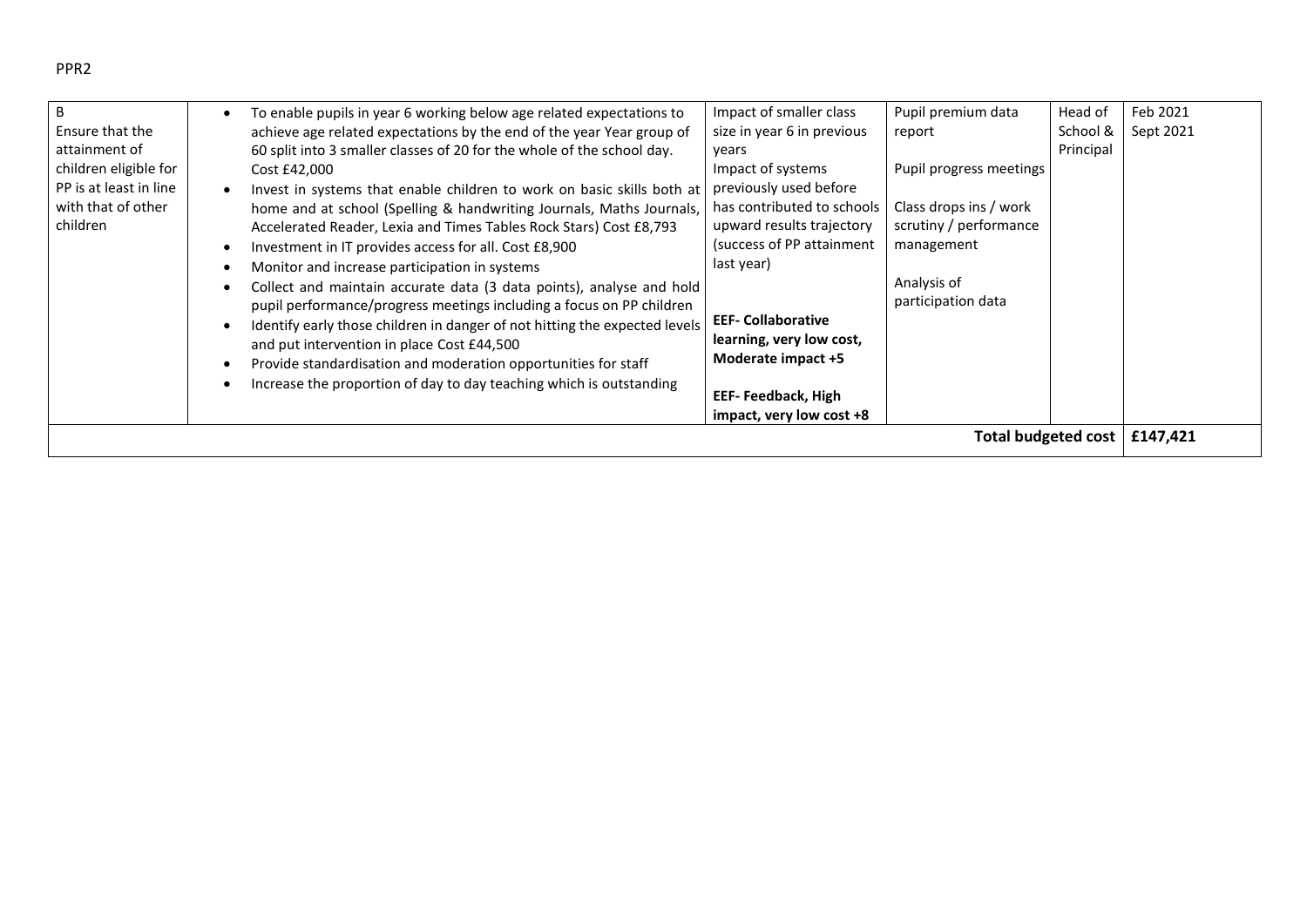PPR2

| B<br>Ensure that the attainment of children eligible for PP is at least in line with that of other children | • To enable pupils in year 6 working below age related expectations to achieve age related expectations by the end of the year Year group of 60 split into 3 smaller classes of 20 for the whole of the school day. Cost £42,000<br>• Invest in systems that enable children to work on basic skills both at home and at school (Spelling & handwriting Journals, Maths Journals, Accelerated Reader, Lexia and Times Tables Rock Stars) Cost £8,793<br>• Investment in IT provides access for all. Cost £8,900<br>• Monitor and increase participation in systems<br>• Collect and maintain accurate data (3 data points), analyse and hold pupil performance/progress meetings including a focus on PP children<br>• Identify early those children in danger of not hitting the expected levels and put intervention in place Cost £44,500<br>• Provide standardisation and moderation opportunities for staff<br>• Increase the proportion of day to day teaching which is outstanding | Impact of smaller class size in year 6 in previous years<br>Impact of systems previously used before has contributed to schools upward results trajectory (success of PP attainment last year)<br><br>**EEF- Collaborative learning, very low cost, Moderate impact +5**<br><br>**EEF- Feedback, High impact, very low cost +8** | Pupil premium data report<br><br>Pupil progress meetings<br><br>Class drops ins / work scrutiny / performance management<br><br>Analysis of participation data | Head of School & Principal | Feb 2021<br>Sept 2021 |
|---|---|---|---|---|---|
| | | | | **Total budgeted cost** | **£147,421** |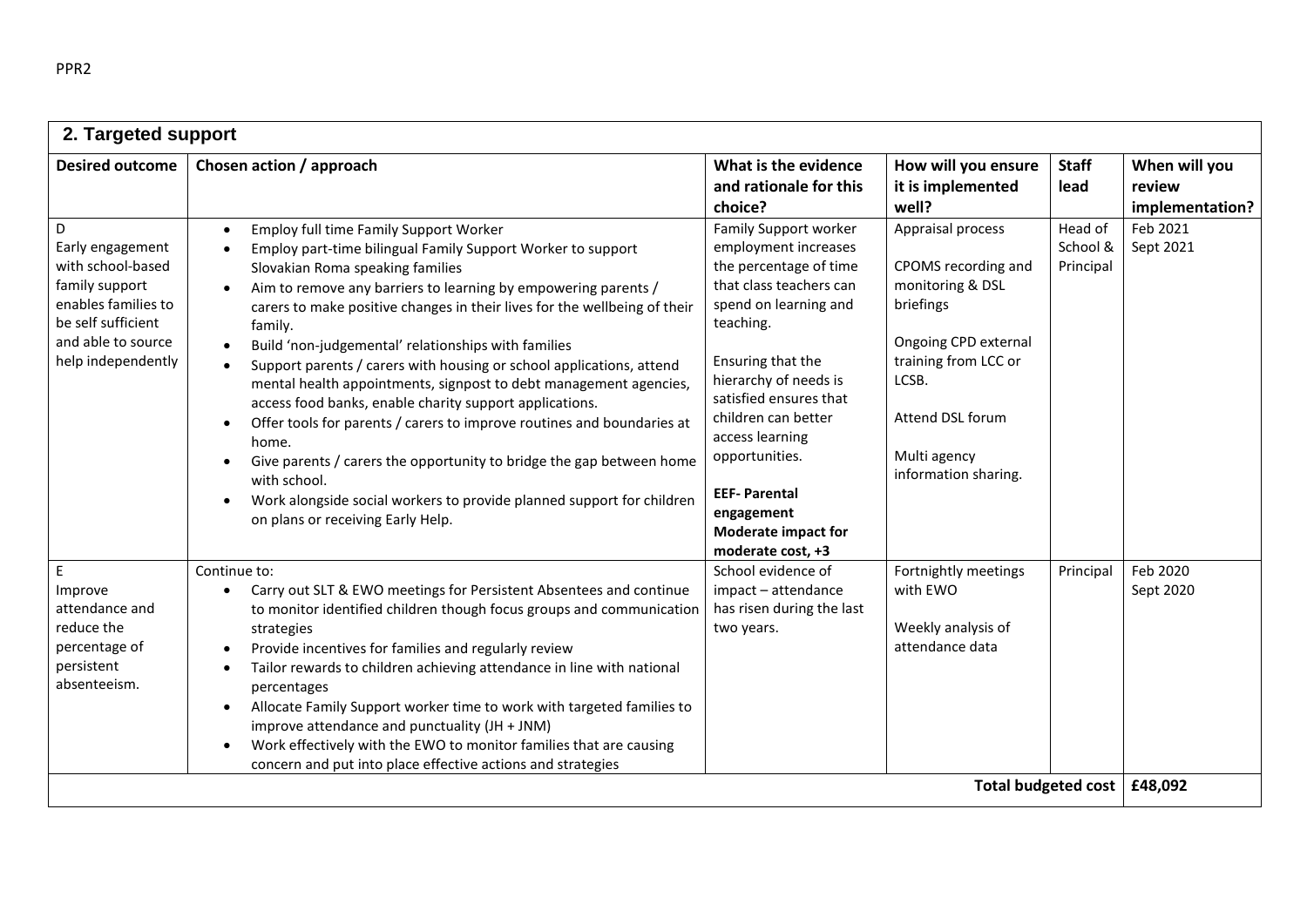## 2. Targeted support

| Desired outcome | Chosen action / approach | What is the evidence and rationale for this choice? | How will you ensure it is implemented well? | Staff lead | When will you review implementation? |
|---|---|---|---|---|---|
| D<br>Early engagement with school-based family support enables families to be self sufficient and able to source help independently | • Employ full time Family Support Worker<br>• Employ part-time bilingual Family Support Worker to support Slovakian Roma speaking families<br>• Aim to remove any barriers to learning by empowering parents / carers to make positive changes in their lives for the wellbeing of their family.<br>• Build 'non-judgemental' relationships with families<br>• Support parents / carers with housing or school applications, attend mental health appointments, signpost to debt management agencies, access food banks, enable charity support applications.<br>• Offer tools for parents / carers to improve routines and boundaries at home.<br>• Give parents / carers the opportunity to bridge the gap between home with school.<br>• Work alongside social workers to provide planned support for children on plans or receiving Early Help. | Family Support worker employment increases the percentage of time that class teachers can spend on learning and teaching.<br><br>Ensuring that the hierarchy of needs is satisfied ensures that children can better access learning opportunities.<br><br>**EEF- Parental engagement**<br>**Moderate impact for moderate cost, +3** | Appraisal process<br><br>CPOMS recording and monitoring & DSL briefings<br><br>Ongoing CPD external training from LCC or LCSB.<br><br>Attend DSL forum<br><br>Multi agency information sharing. | Head of School & Principal | Feb 2021<br>Sept 2021 |
| E<br>Improve attendance and reduce the percentage of persistent absenteeism. | Continue to:<br>• Carry out SLT & EWO meetings for Persistent Absentees and continue to monitor identified children though focus groups and communication strategies<br>• Provide incentives for families and regularly review<br>• Tailor rewards to children achieving attendance in line with national percentages<br>• Allocate Family Support worker time to work with targeted families to improve attendance and punctuality (JH + JNM)<br>• Work effectively with the EWO to monitor families that are causing concern and put into place effective actions and strategies | School evidence of impact – attendance has risen during the last two years. | Fortnightly meetings with EWO<br><br>Weekly analysis of attendance data | Principal | Feb 2020<br>Sept 2020 |
| | | | | **Total budgeted cost** | **£48,092** |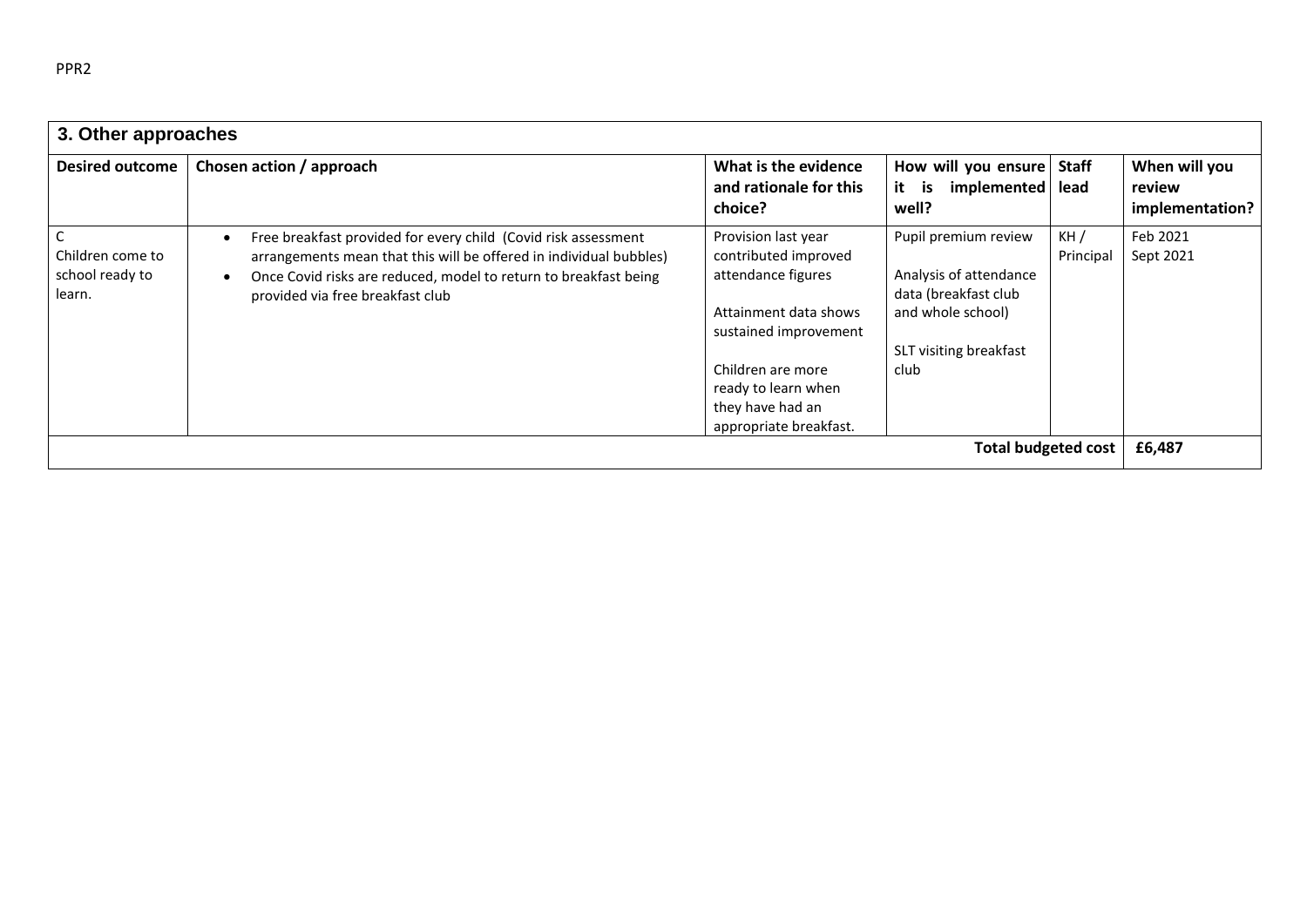PPR2

| 3. Other approaches | | | | | |
|---|---|---|---|---|---|
| **Desired outcome** | **Chosen action / approach** | **What is the evidence and rationale for this choice?** | **How will you ensure it is implemented well?** | **Staff lead** | **When will you review implementation?** |
| C<br>Children come to school ready to learn. | • Free breakfast provided for every child (Covid risk assessment arrangements mean that this will be offered in individual bubbles)<br>• Once Covid risks are reduced, model to return to breakfast being provided via free breakfast club | Provision last year contributed improved attendance figures<br><br>Attainment data shows sustained improvement<br><br>Children are more ready to learn when they have had an appropriate breakfast. | Pupil premium review<br><br>Analysis of attendance data (breakfast club and whole school)<br><br>SLT visiting breakfast club | KH / Principal | Feb 2021<br>Sept 2021 |
| | | | | **Total budgeted cost** | **£6,487** |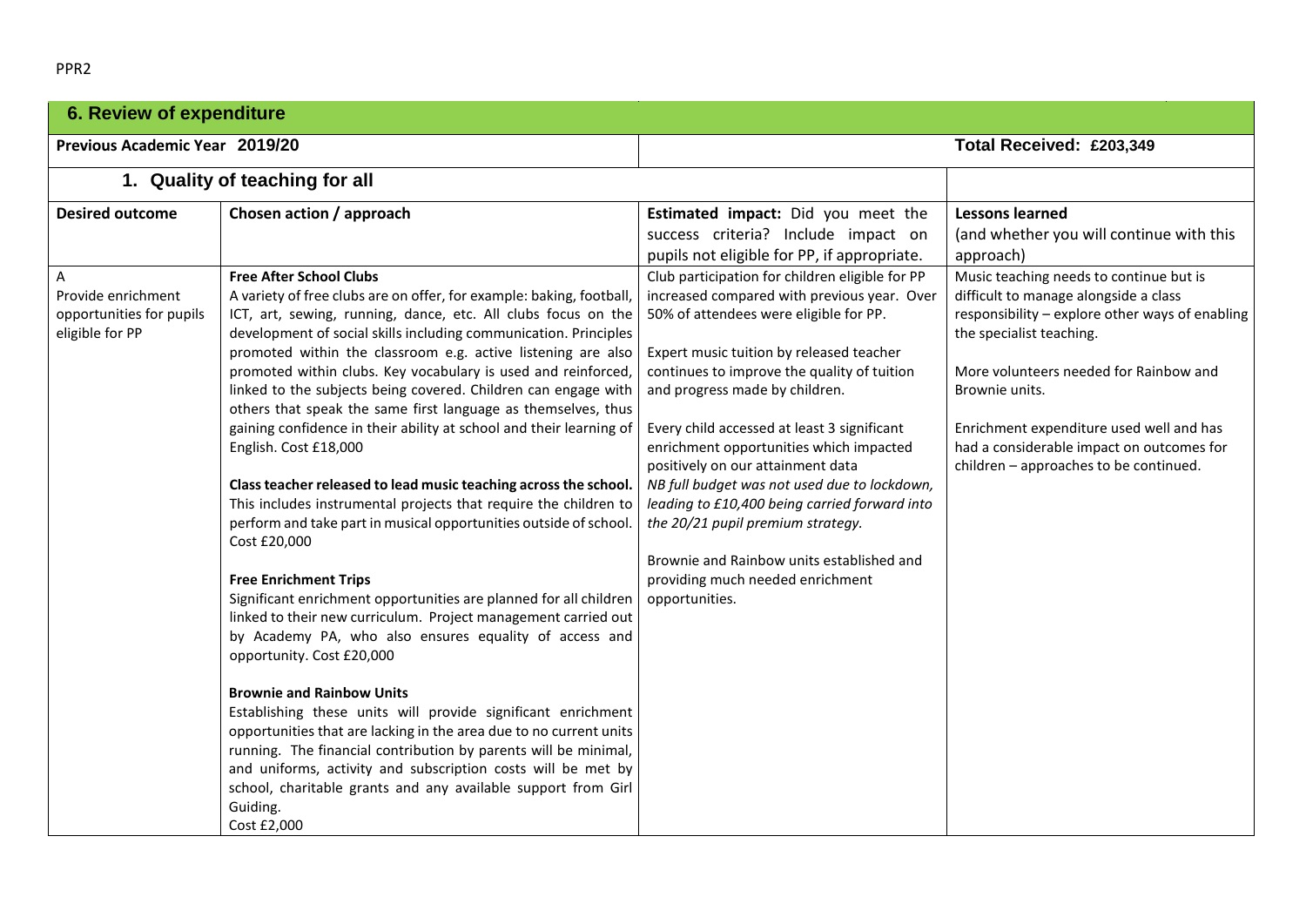PPR2

## 6. Review of expenditure

| Previous Academic Year 2019/20 | | | Total Received: £203,349 |
|---|---|---|---|
| **1. Quality of teaching for all** | | | |
| **Desired outcome** | **Chosen action / approach** | **Estimated impact:** Did you meet the success criteria? Include impact on pupils not eligible for PP, if appropriate. | **Lessons learned** (and whether you will continue with this approach) |
| A<br>Provide enrichment opportunities for pupils eligible for PP | **Free After School Clubs**<br>A variety of free clubs are on offer, for example: baking, football, ICT, art, sewing, running, dance, etc. All clubs focus on the development of social skills including communication. Principles promoted within the classroom e.g. active listening are also promoted within clubs. Key vocabulary is used and reinforced, linked to the subjects being covered. Children can engage with others that speak the same first language as themselves, thus gaining confidence in their ability at school and their learning of English. Cost £18,000<br><br>**Class teacher released to lead music teaching across the school.** This includes instrumental projects that require the children to perform and take part in musical opportunities outside of school. Cost £20,000<br><br>**Free Enrichment Trips**<br>Significant enrichment opportunities are planned for all children linked to their new curriculum. Project management carried out by Academy PA, who also ensures equality of access and opportunity. Cost £20,000<br><br>**Brownie and Rainbow Units**<br>Establishing these units will provide significant enrichment opportunities that are lacking in the area due to no current units running. The financial contribution by parents will be minimal, and uniforms, activity and subscription costs will be met by school, charitable grants and any available support from Girl Guiding.<br>Cost £2,000 | Club participation for children eligible for PP increased compared with previous year. Over 50% of attendees were eligible for PP.<br><br>Expert music tuition by released teacher continues to improve the quality of tuition and progress made by children.<br><br>Every child accessed at least 3 significant enrichment opportunities which impacted positively on our attainment data<br>*NB full budget was not used due to lockdown, leading to £10,400 being carried forward into the 20/21 pupil premium strategy.*<br><br>Brownie and Rainbow units established and providing much needed enrichment opportunities. | Music teaching needs to continue but is difficult to manage alongside a class responsibility – explore other ways of enabling the specialist teaching.<br><br>More volunteers needed for Rainbow and Brownie units.<br><br>Enrichment expenditure used well and has had a considerable impact on outcomes for children – approaches to be continued. |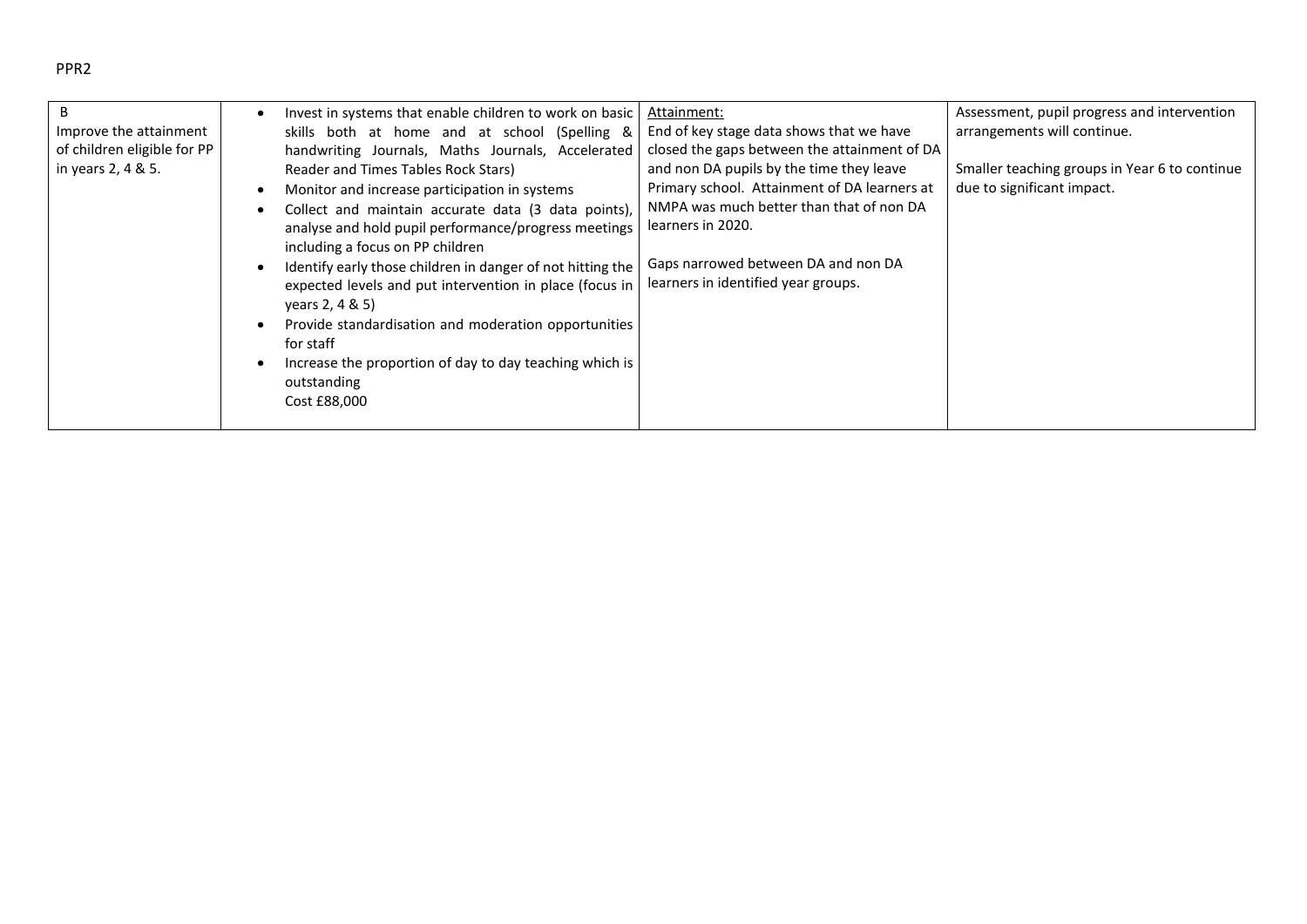PPR2

| B<br>Improve the attainment of children eligible for PP in years 2, 4 & 5. | • Invest in systems that enable children to work on basic skills both at home and at school (Spelling & handwriting Journals, Maths Journals, Accelerated Reader and Times Tables Rock Stars)<br>• Monitor and increase participation in systems<br>• Collect and maintain accurate data (3 data points), analyse and hold pupil performance/progress meetings including a focus on PP children<br>• Identify early those children in danger of not hitting the expected levels and put intervention in place (focus in years 2, 4 & 5)<br>• Provide standardisation and moderation opportunities for staff<br>• Increase the proportion of day to day teaching which is outstanding<br>Cost £88,000 | Attainment:<br>End of key stage data shows that we have closed the gaps between the attainment of DA and non DA pupils by the time they leave Primary school. Attainment of DA learners at NMPA was much better than that of non DA learners in 2020.<br><br>Gaps narrowed between DA and non DA learners in identified year groups. | Assessment, pupil progress and intervention arrangements will continue.<br><br>Smaller teaching groups in Year 6 to continue due to significant impact. |
|---|---|---|---|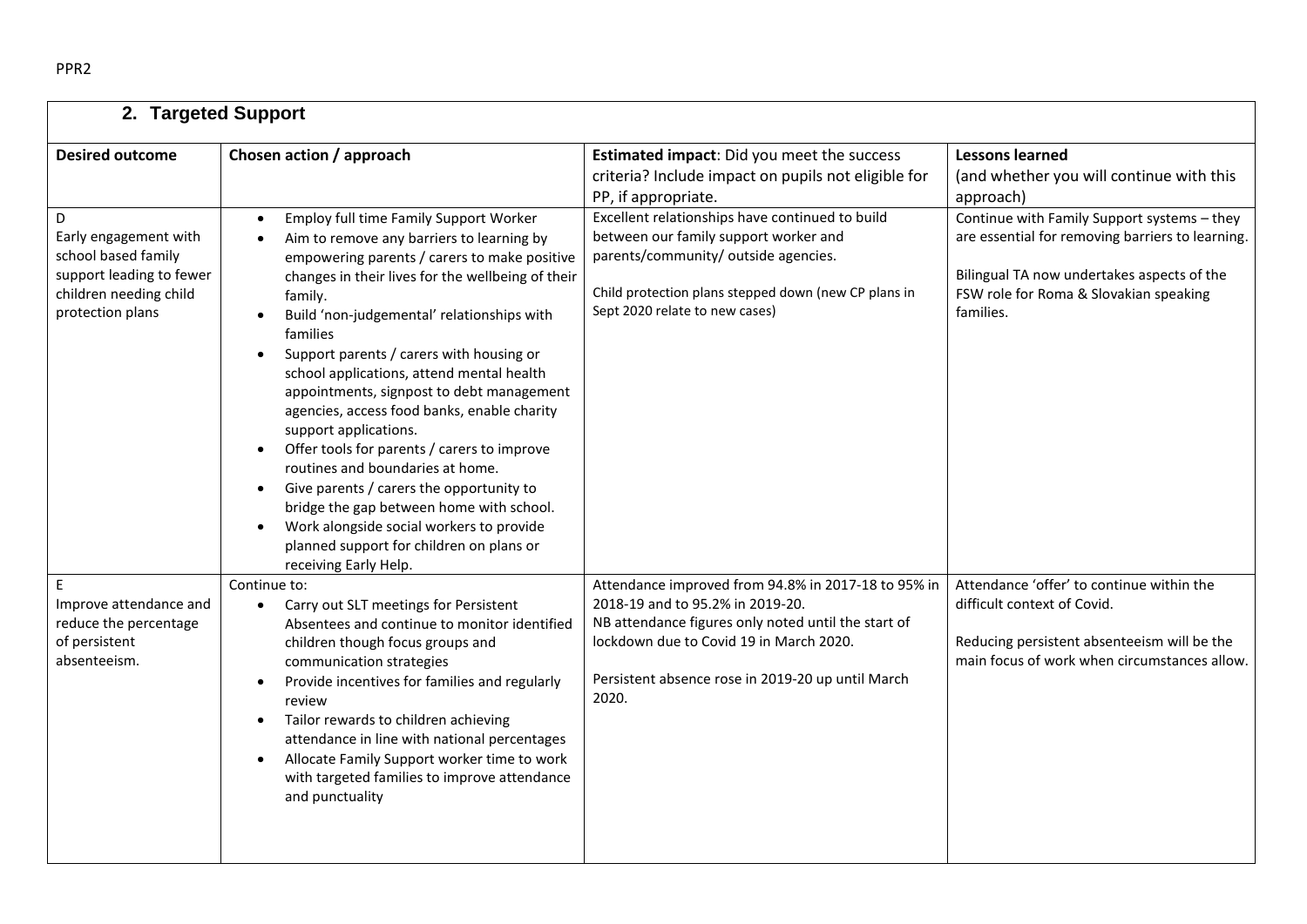PPR2

## 2. Targeted Support

| Desired outcome | Chosen action / approach | Estimated impact: Did you meet the success criteria? Include impact on pupils not eligible for PP, if appropriate. | Lessons learned (and whether you will continue with this approach) |
|---|---|---|---|
| D<br>Early engagement with school based family support leading to fewer children needing child protection plans | • Employ full time Family Support Worker<br>• Aim to remove any barriers to learning by empowering parents / carers to make positive changes in their lives for the wellbeing of their family.<br>• Build 'non-judgemental' relationships with families<br>• Support parents / carers with housing or school applications, attend mental health appointments, signpost to debt management agencies, access food banks, enable charity support applications.<br>• Offer tools for parents / carers to improve routines and boundaries at home.<br>• Give parents / carers the opportunity to bridge the gap between home with school.<br>• Work alongside social workers to provide planned support for children on plans or receiving Early Help. | Excellent relationships have continued to build between our family support worker and parents/community/ outside agencies.<br><br>Child protection plans stepped down (new CP plans in Sept 2020 relate to new cases) | Continue with Family Support systems – they are essential for removing barriers to learning.<br><br>Bilingual TA now undertakes aspects of the FSW role for Roma & Slovakian speaking families. |
| E<br>Improve attendance and reduce the percentage of persistent absenteeism. | Continue to:<br>• Carry out SLT meetings for Persistent Absentees and continue to monitor identified children though focus groups and communication strategies<br>• Provide incentives for families and regularly review<br>• Tailor rewards to children achieving attendance in line with national percentages<br>• Allocate Family Support worker time to work with targeted families to improve attendance and punctuality | Attendance improved from 94.8% in 2017-18 to 95% in 2018-19 and to 95.2% in 2019-20.<br>NB attendance figures only noted until the start of lockdown due to Covid 19 in March 2020.<br><br>Persistent absence rose in 2019-20 up until March 2020. | Attendance 'offer' to continue within the difficult context of Covid.<br><br>Reducing persistent absenteeism will be the main focus of work when circumstances allow. |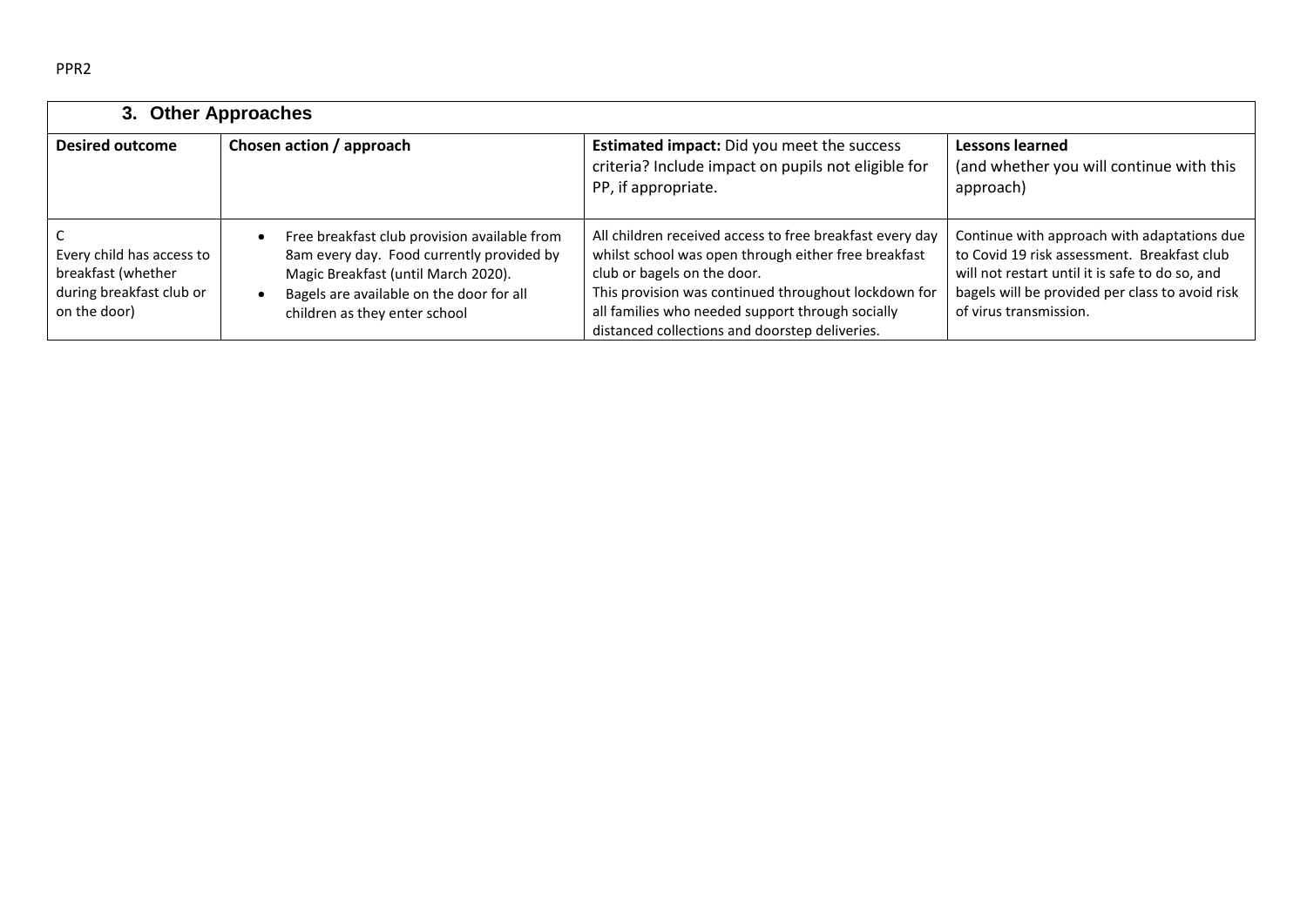## 3. Other Approaches

| Desired outcome | Chosen action / approach | **Estimated impact:** Did you meet the success criteria? Include impact on pupils not eligible for PP, if appropriate. | **Lessons learned** (and whether you will continue with this approach) |
|---|---|---|---|
| C<br>Every child has access to breakfast (whether during breakfast club or on the door) | • Free breakfast club provision available from 8am every day. Food currently provided by Magic Breakfast (until March 2020).<br>• Bagels are available on the door for all children as they enter school | All children received access to free breakfast every day whilst school was open through either free breakfast club or bagels on the door.<br>This provision was continued throughout lockdown for all families who needed support through socially distanced collections and doorstep deliveries. | Continue with approach with adaptations due to Covid 19 risk assessment. Breakfast club will not restart until it is safe to do so, and bagels will be provided per class to avoid risk of virus transmission. |